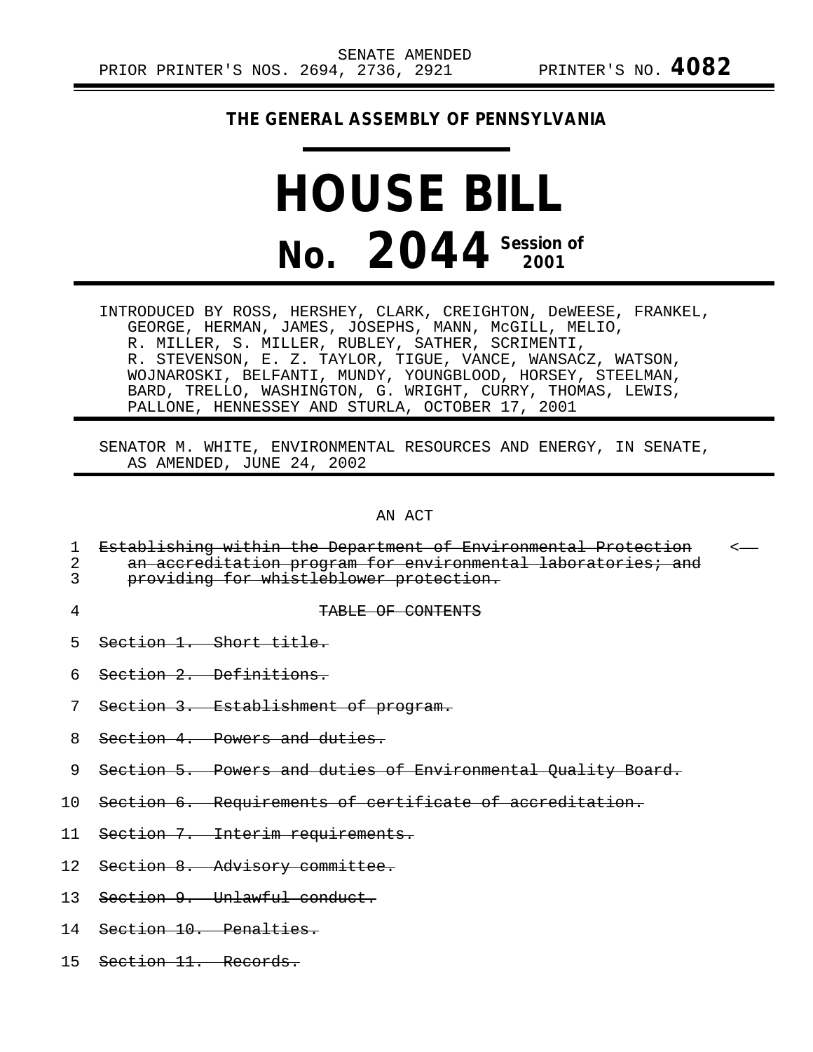SENATE AMENDED

PRIOR PRINTER'S NOS. 2694, 2736, 2921 PRINTER'S NO. **4082**

**THE GENERAL ASSEMBLY OF PENNSYLVANIA**

# HOUSE BILL

# No. 2044 Session of 2001

INTRODUCED BY ROSS, HERSHEY, CLARK, CREIGHTON, DeWEESE, FRANKEL, GEORGE, HERMAN, JAMES, JOSEPHS, MANN, McGILL, MELIO, R. MILLER, S. MILLER, RUBLEY, SATHER, SCRIMENTI, R. STEVENSON, E. Z. TAYLOR, TIGUE, VANCE, WANSACZ, WATSON, WOJNAROSKI, BELFANTI, MUNDY, YOUNGBLOOD, HORSEY, STEELMAN, BARD, TRELLO, WASHINGTON, G. WRIGHT, CURRY, THOMAS, LEWIS, PALLONE, HENNESSEY AND STURLA, OCTOBER 17, 2001

SENATOR M. WHITE, ENVIRONMENTAL RESOURCES AND ENERGY, IN SENATE, AS AMENDED, JUNE 24, 2002

AN ACT

1 ~~Establishing within the Department of Environmental Protection~~ <——
2 ~~an accreditation program for environmental laboratories; and~~
3 ~~providing for whistleblower protection.~~

4 ~~TABLE OF CONTENTS~~

5 ~~Section 1. Short title.~~

6 ~~Section 2. Definitions.~~

7 ~~Section 3. Establishment of program.~~

8 ~~Section 4. Powers and duties.~~

9 ~~Section 5. Powers and duties of Environmental Quality Board.~~

10 ~~Section 6. Requirements of certificate of accreditation.~~

11 ~~Section 7. Interim requirements.~~

12 ~~Section 8. Advisory committee.~~

13 ~~Section 9. Unlawful conduct.~~

14 ~~Section 10. Penalties.~~

15 ~~Section 11. Records.~~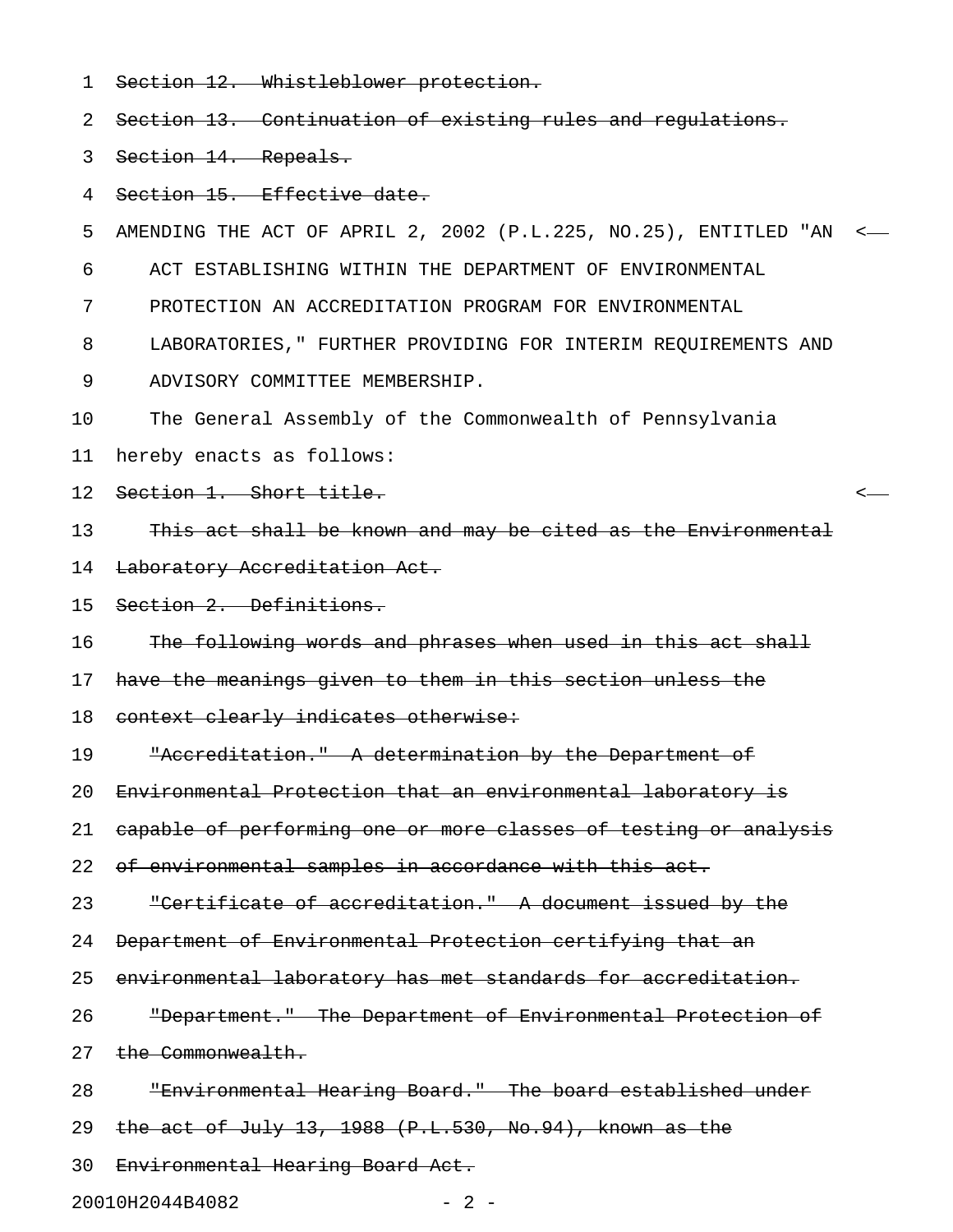~~Section 12. Whistleblower protection.~~

~~Section 13. Continuation of existing rules and regulations.~~

~~Section 14. Repeals.~~

~~Section 15. Effective date.~~

AMENDING THE ACT OF APRIL 2, 2002 (P.L.225, NO.25), ENTITLED "AN ACT ESTABLISHING WITHIN THE DEPARTMENT OF ENVIRONMENTAL PROTECTION AN ACCREDITATION PROGRAM FOR ENVIRONMENTAL LABORATORIES," FURTHER PROVIDING FOR INTERIM REQUIREMENTS AND ADVISORY COMMITTEE MEMBERSHIP.

The General Assembly of the Commonwealth of Pennsylvania hereby enacts as follows:

~~Section 1. Short title.~~

~~This act shall be known and may be cited as the Environmental Laboratory Accreditation Act.~~

~~Section 2. Definitions.~~

~~The following words and phrases when used in this act shall have the meanings given to them in this section unless the context clearly indicates otherwise:~~

~~"Accreditation." A determination by the Department of Environmental Protection that an environmental laboratory is capable of performing one or more classes of testing or analysis of environmental samples in accordance with this act.~~

~~"Certificate of accreditation." A document issued by the Department of Environmental Protection certifying that an environmental laboratory has met standards for accreditation.~~

~~"Department." The Department of Environmental Protection of the Commonwealth.~~

~~"Environmental Hearing Board." The board established under the act of July 13, 1988 (P.L.530, No.94), known as the Environmental Hearing Board Act.~~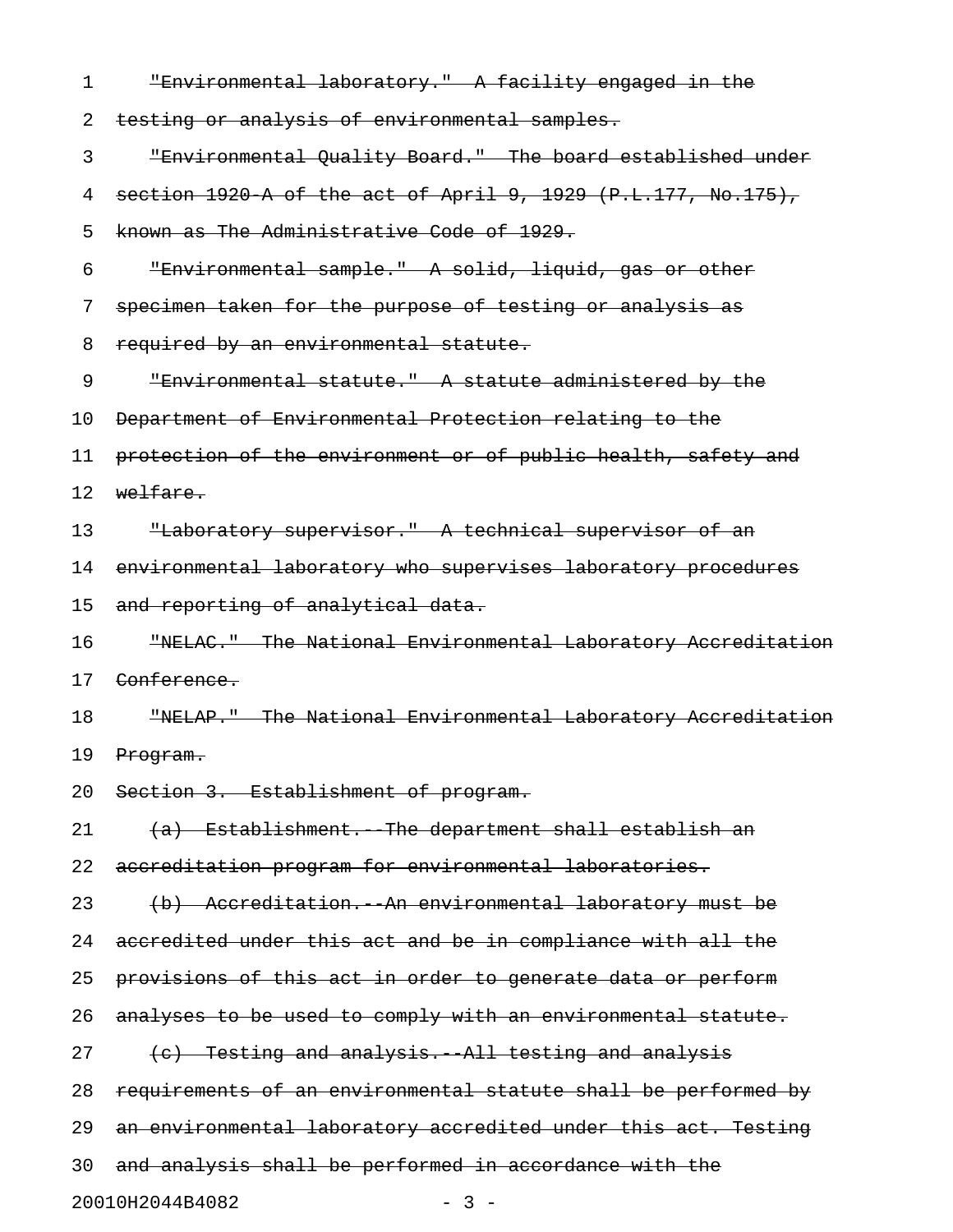~~"Environmental laboratory." A facility engaged in the testing or analysis of environmental samples.~~

~~"Environmental Quality Board." The board established under section 1920-A of the act of April 9, 1929 (P.L.177, No.175), known as The Administrative Code of 1929.~~

~~"Environmental sample." A solid, liquid, gas or other specimen taken for the purpose of testing or analysis as required by an environmental statute.~~

~~"Environmental statute." A statute administered by the Department of Environmental Protection relating to the protection of the environment or of public health, safety and welfare.~~

~~"Laboratory supervisor." A technical supervisor of an environmental laboratory who supervises laboratory procedures and reporting of analytical data.~~

~~"NELAC." The National Environmental Laboratory Accreditation Conference.~~

~~"NELAP." The National Environmental Laboratory Accreditation Program.~~

~~Section 3. Establishment of program.~~

~~(a) Establishment.--The department shall establish an accreditation program for environmental laboratories.~~

~~(b) Accreditation.--An environmental laboratory must be accredited under this act and be in compliance with all the provisions of this act in order to generate data or perform analyses to be used to comply with an environmental statute.~~

~~(c) Testing and analysis.--All testing and analysis requirements of an environmental statute shall be performed by an environmental laboratory accredited under this act. Testing and analysis shall be performed in accordance with the~~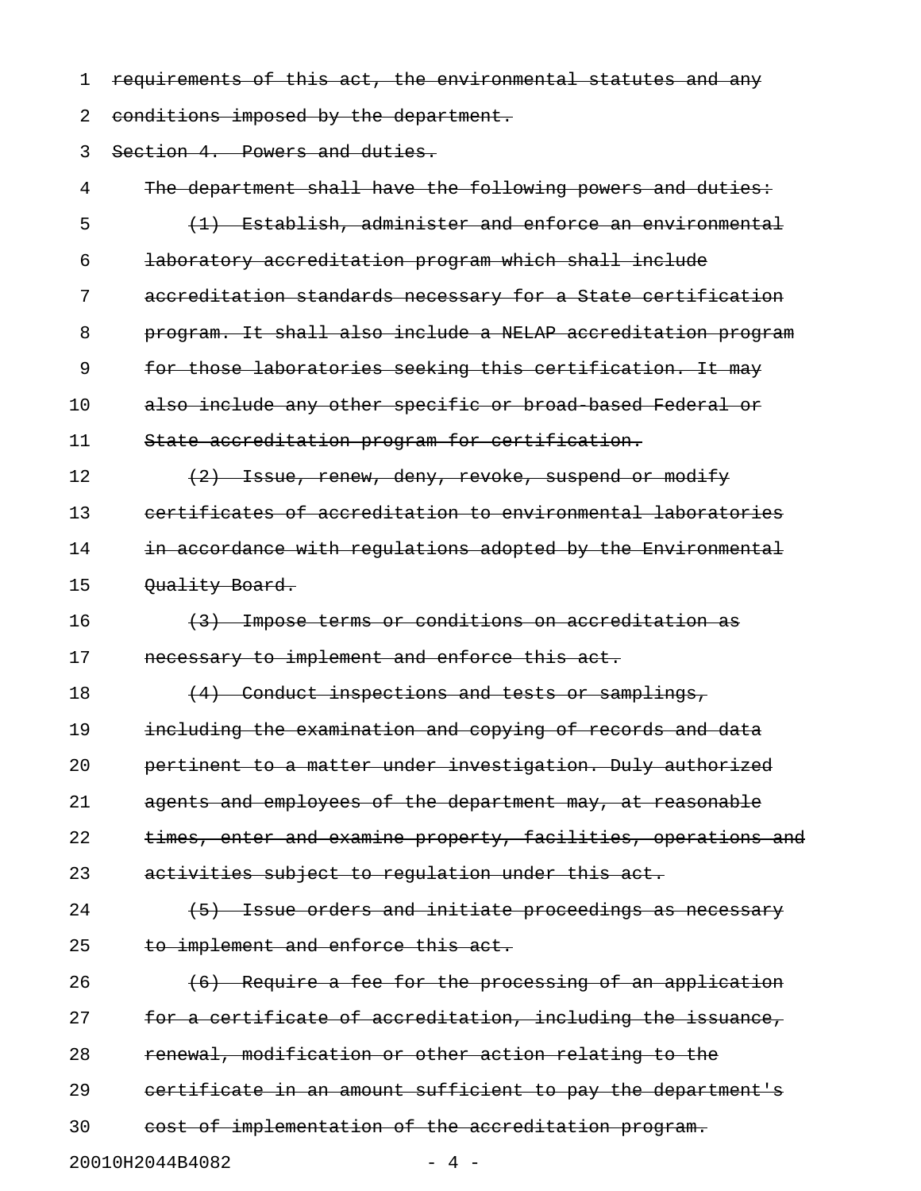~~requirements of this act, the environmental statutes and any conditions imposed by the department.~~

~~Section 4. Powers and duties.~~

~~The department shall have the following powers and duties:~~

~~(1) Establish, administer and enforce an environmental laboratory accreditation program which shall include accreditation standards necessary for a State certification program. It shall also include a NELAP accreditation program for those laboratories seeking this certification. It may also include any other specific or broad-based Federal or State accreditation program for certification.~~

~~(2) Issue, renew, deny, revoke, suspend or modify certificates of accreditation to environmental laboratories in accordance with regulations adopted by the Environmental Quality Board.~~

~~(3) Impose terms or conditions on accreditation as necessary to implement and enforce this act.~~

~~(4) Conduct inspections and tests or samplings, including the examination and copying of records and data pertinent to a matter under investigation. Duly authorized agents and employees of the department may, at reasonable times, enter and examine property, facilities, operations and activities subject to regulation under this act.~~

~~(5) Issue orders and initiate proceedings as necessary to implement and enforce this act.~~

~~(6) Require a fee for the processing of an application for a certificate of accreditation, including the issuance, renewal, modification or other action relating to the certificate in an amount sufficient to pay the department's cost of implementation of the accreditation program.~~

20010H2044B4082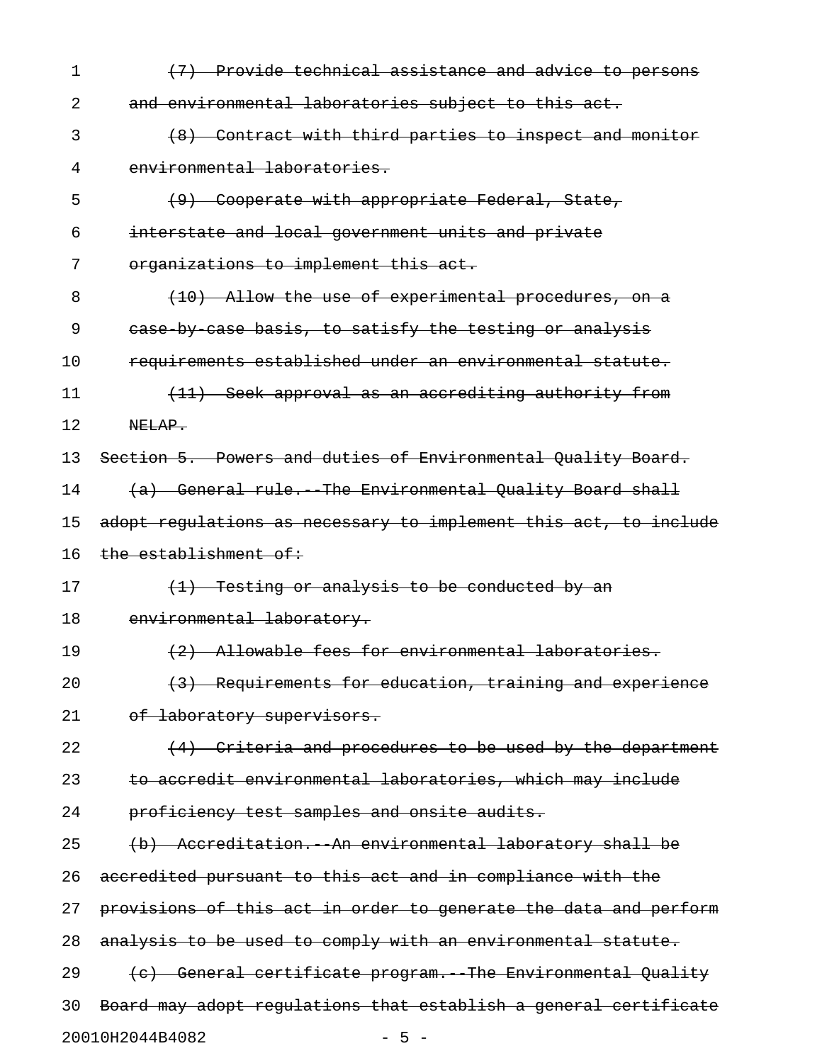~~(7) Provide technical assistance and advice to persons and environmental laboratories subject to this act.~~

~~(8) Contract with third parties to inspect and monitor environmental laboratories.~~

~~(9) Cooperate with appropriate Federal, State, interstate and local government units and private organizations to implement this act.~~

~~(10) Allow the use of experimental procedures, on a case-by-case basis, to satisfy the testing or analysis requirements established under an environmental statute.~~

~~(11) Seek approval as an accrediting authority from NELAP.~~

~~Section 5. Powers and duties of Environmental Quality Board.~~

~~(a) General rule.--The Environmental Quality Board shall adopt regulations as necessary to implement this act, to include the establishment of:~~

~~(1) Testing or analysis to be conducted by an environmental laboratory.~~

~~(2) Allowable fees for environmental laboratories.~~

~~(3) Requirements for education, training and experience of laboratory supervisors.~~

~~(4) Criteria and procedures to be used by the department to accredit environmental laboratories, which may include proficiency test samples and onsite audits.~~

~~(b) Accreditation.--An environmental laboratory shall be accredited pursuant to this act and in compliance with the provisions of this act in order to generate the data and perform analysis to be used to comply with an environmental statute.~~

~~(c) General certificate program.--The Environmental Quality Board may adopt regulations that establish a general certificate~~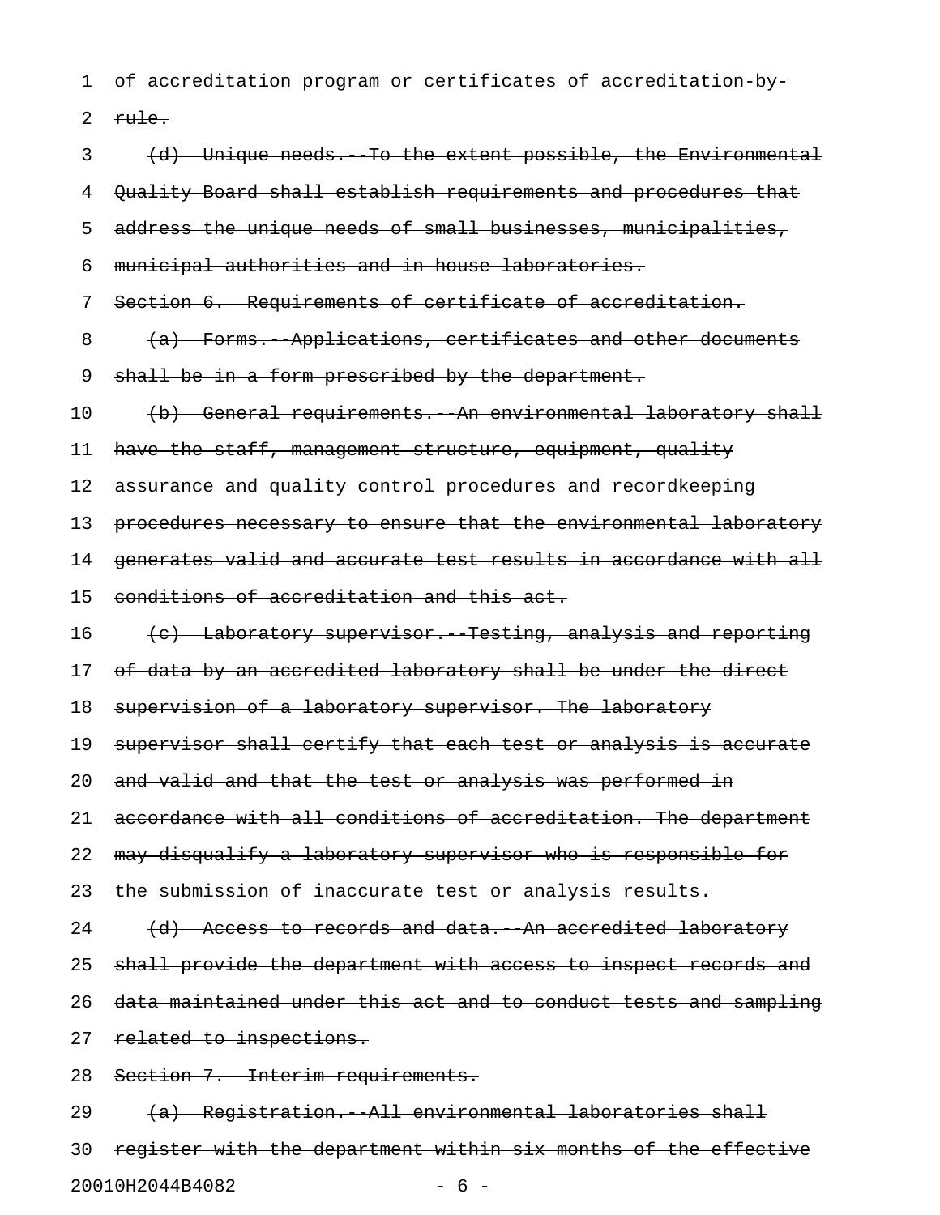~~of accreditation program or certificates of accreditation-by-rule.~~

~~(d) Unique needs.--To the extent possible, the Environmental Quality Board shall establish requirements and procedures that address the unique needs of small businesses, municipalities, municipal authorities and in-house laboratories.~~

~~Section 6. Requirements of certificate of accreditation.~~

~~(a) Forms.--Applications, certificates and other documents shall be in a form prescribed by the department.~~

~~(b) General requirements.--An environmental laboratory shall have the staff, management structure, equipment, quality assurance and quality control procedures and recordkeeping procedures necessary to ensure that the environmental laboratory generates valid and accurate test results in accordance with all conditions of accreditation and this act.~~

~~(c) Laboratory supervisor.--Testing, analysis and reporting of data by an accredited laboratory shall be under the direct supervision of a laboratory supervisor. The laboratory supervisor shall certify that each test or analysis is accurate and valid and that the test or analysis was performed in accordance with all conditions of accreditation. The department may disqualify a laboratory supervisor who is responsible for the submission of inaccurate test or analysis results.~~

~~(d) Access to records and data.--An accredited laboratory shall provide the department with access to inspect records and data maintained under this act and to conduct tests and sampling related to inspections.~~

~~Section 7. Interim requirements.~~

~~(a) Registration.--All environmental laboratories shall register with the department within six months of the effective~~

20010H2044B4082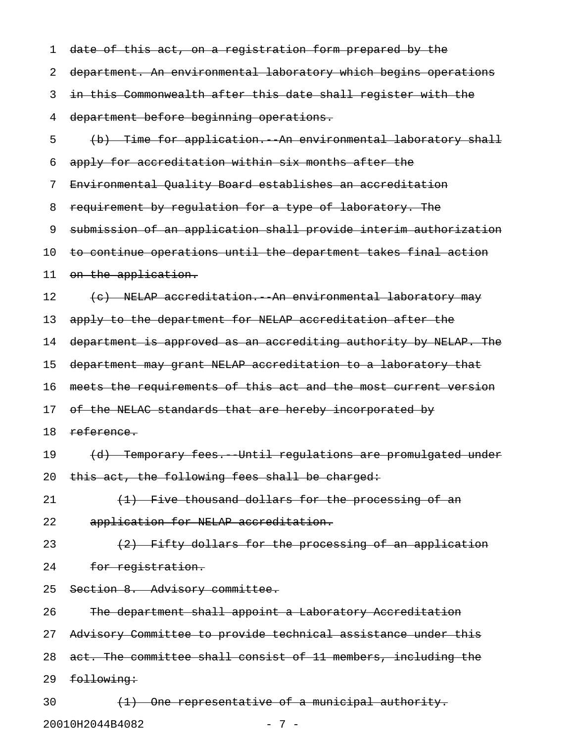date of this act, on a registration form prepared by the department. An environmental laboratory which begins operations in this Commonwealth after this date shall register with the department before beginning operations.

(b) Time for application.--An environmental laboratory shall apply for accreditation within six months after the Environmental Quality Board establishes an accreditation requirement by regulation for a type of laboratory. The submission of an application shall provide interim authorization to continue operations until the department takes final action on the application.

(c) NELAP accreditation.--An environmental laboratory may apply to the department for NELAP accreditation after the department is approved as an accrediting authority by NELAP. The department may grant NELAP accreditation to a laboratory that meets the requirements of this act and the most current version of the NELAC standards that are hereby incorporated by reference.

(d) Temporary fees.--Until regulations are promulgated under this act, the following fees shall be charged:

(1) Five thousand dollars for the processing of an application for NELAP accreditation.

(2) Fifty dollars for the processing of an application for registration.

Section 8. Advisory committee.

The department shall appoint a Laboratory Accreditation Advisory Committee to provide technical assistance under this act. The committee shall consist of 11 members, including the following:

(1) One representative of a municipal authority.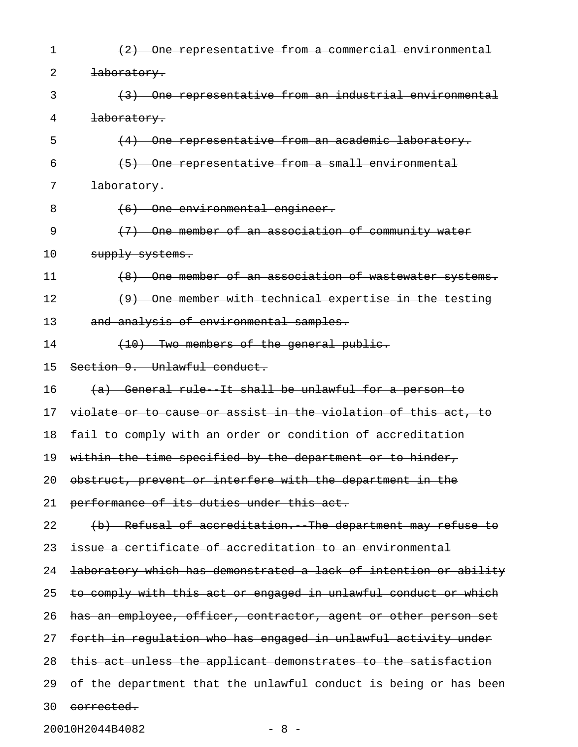~~(2) One representative from a commercial environmental laboratory.~~

~~(3) One representative from an industrial environmental laboratory.~~

~~(4) One representative from an academic laboratory.~~

~~(5) One representative from a small environmental laboratory.~~

~~(6) One environmental engineer.~~

~~(7) One member of an association of community water supply systems.~~

~~(8) One member of an association of wastewater systems.~~

~~(9) One member with technical expertise in the testing and analysis of environmental samples.~~

~~(10) Two members of the general public.~~

~~Section 9. Unlawful conduct.~~

~~(a) General rule--It shall be unlawful for a person to violate or to cause or assist in the violation of this act, to fail to comply with an order or condition of accreditation within the time specified by the department or to hinder, obstruct, prevent or interfere with the department in the performance of its duties under this act.~~

~~(b) Refusal of accreditation.--The department may refuse to issue a certificate of accreditation to an environmental laboratory which has demonstrated a lack of intention or ability to comply with this act or engaged in unlawful conduct or which has an employee, officer, contractor, agent or other person set forth in regulation who has engaged in unlawful activity under this act unless the applicant demonstrates to the satisfaction of the department that the unlawful conduct is being or has been corrected.~~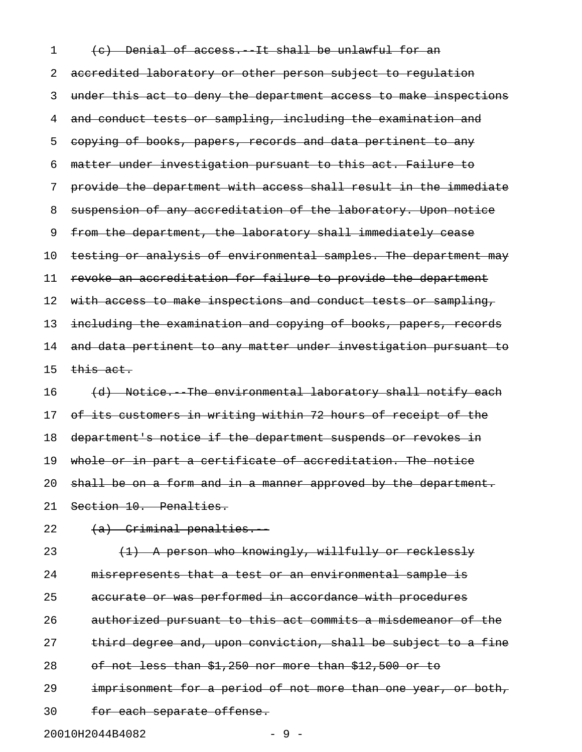~~(c) Denial of access.--It shall be unlawful for an accredited laboratory or other person subject to regulation under this act to deny the department access to make inspections and conduct tests or sampling, including the examination and copying of books, papers, records and data pertinent to any matter under investigation pursuant to this act. Failure to provide the department with access shall result in the immediate suspension of any accreditation of the laboratory. Upon notice from the department, the laboratory shall immediately cease testing or analysis of environmental samples. The department may revoke an accreditation for failure to provide the department with access to make inspections and conduct tests or sampling, including the examination and copying of books, papers, records and data pertinent to any matter under investigation pursuant to this act.~~

~~(d) Notice.--The environmental laboratory shall notify each of its customers in writing within 72 hours of receipt of the department's notice if the department suspends or revokes in whole or in part a certificate of accreditation. The notice shall be on a form and in a manner approved by the department.~~

~~Section 10. Penalties.~~

~~(a) Criminal penalties.--~~

~~(1) A person who knowingly, willfully or recklessly misrepresents that a test or an environmental sample is accurate or was performed in accordance with procedures authorized pursuant to this act commits a misdemeanor of the third degree and, upon conviction, shall be subject to a fine of not less than $1,250 nor more than $12,500 or to imprisonment for a period of not more than one year, or both, for each separate offense.~~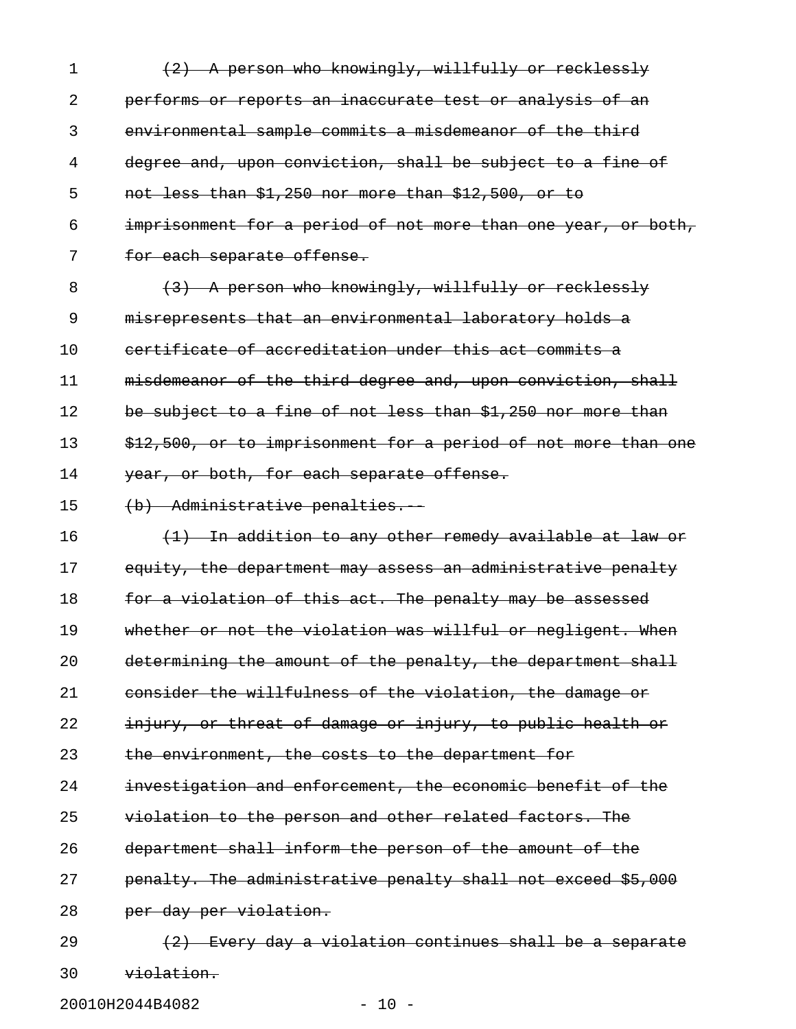~~(2) A person who knowingly, willfully or recklessly performs or reports an inaccurate test or analysis of an environmental sample commits a misdemeanor of the third degree and, upon conviction, shall be subject to a fine of not less than $1,250 nor more than $12,500, or to imprisonment for a period of not more than one year, or both, for each separate offense.~~

~~(3) A person who knowingly, willfully or recklessly misrepresents that an environmental laboratory holds a certificate of accreditation under this act commits a misdemeanor of the third degree and, upon conviction, shall be subject to a fine of not less than $1,250 nor more than $12,500, or to imprisonment for a period of not more than one year, or both, for each separate offense.~~

~~(b) Administrative penalties.--~~

~~(1) In addition to any other remedy available at law or equity, the department may assess an administrative penalty for a violation of this act. The penalty may be assessed whether or not the violation was willful or negligent. When determining the amount of the penalty, the department shall consider the willfulness of the violation, the damage or injury, or threat of damage or injury, to public health or the environment, the costs to the department for investigation and enforcement, the economic benefit of the violation to the person and other related factors. The department shall inform the person of the amount of the penalty. The administrative penalty shall not exceed $5,000 per day per violation.~~

~~(2) Every day a violation continues shall be a separate violation.~~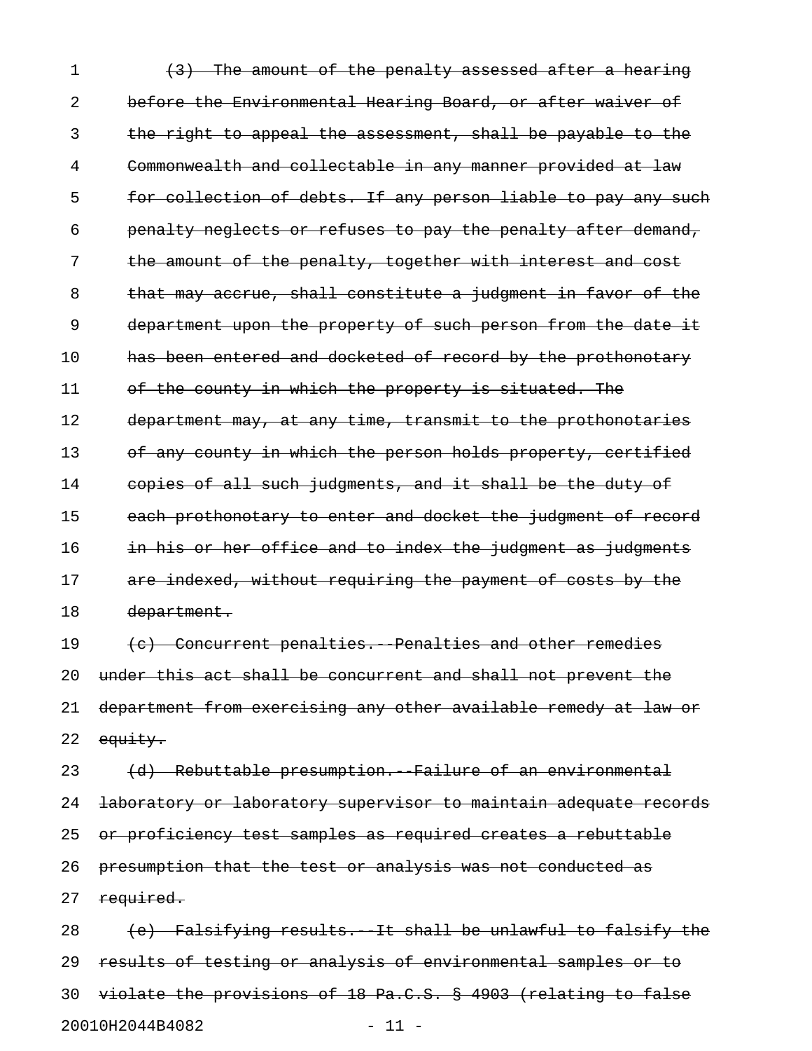~~(3) The amount of the penalty assessed after a hearing before the Environmental Hearing Board, or after waiver of the right to appeal the assessment, shall be payable to the Commonwealth and collectable in any manner provided at law for collection of debts. If any person liable to pay any such penalty neglects or refuses to pay the penalty after demand, the amount of the penalty, together with interest and cost that may accrue, shall constitute a judgment in favor of the department upon the property of such person from the date it has been entered and docketed of record by the prothonotary of the county in which the property is situated. The department may, at any time, transmit to the prothonotaries of any county in which the person holds property, certified copies of all such judgments, and it shall be the duty of each prothonotary to enter and docket the judgment of record in his or her office and to index the judgment as judgments are indexed, without requiring the payment of costs by the department.~~

~~(c) Concurrent penalties.--Penalties and other remedies under this act shall be concurrent and shall not prevent the department from exercising any other available remedy at law or equity.~~

~~(d) Rebuttable presumption.--Failure of an environmental laboratory or laboratory supervisor to maintain adequate records or proficiency test samples as required creates a rebuttable presumption that the test or analysis was not conducted as required.~~

~~(e) Falsifying results.--It shall be unlawful to falsify the results of testing or analysis of environmental samples or to violate the provisions of 18 Pa.C.S. § 4903 (relating to false~~

20010H2044B4082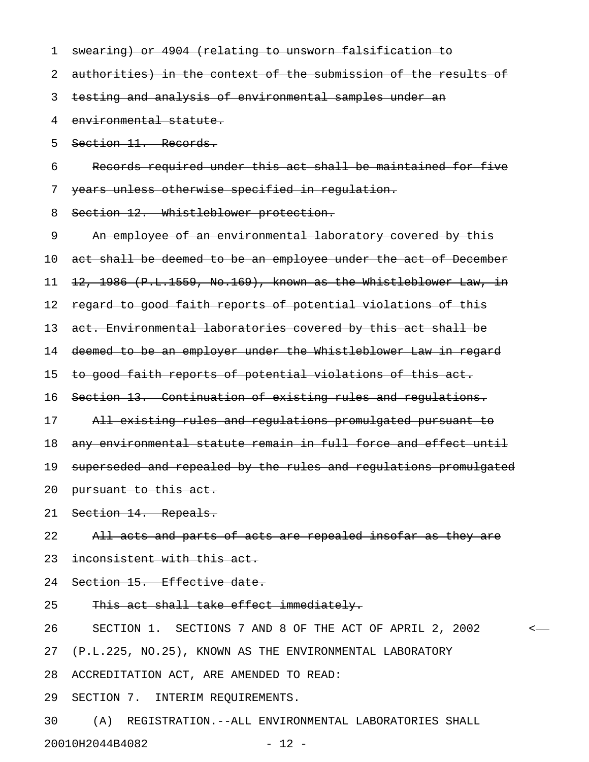~~swearing) or 4904 (relating to unsworn falsification to authorities) in the context of the submission of the results of testing and analysis of environmental samples under an environmental statute.~~

~~Section 11. Records.~~

~~Records required under this act shall be maintained for five years unless otherwise specified in regulation.~~

~~Section 12. Whistleblower protection.~~

~~An employee of an environmental laboratory covered by this act shall be deemed to be an employee under the act of December 12, 1986 (P.L.1559, No.169), known as the Whistleblower Law, in regard to good faith reports of potential violations of this act. Environmental laboratories covered by this act shall be deemed to be an employer under the Whistleblower Law in regard to good faith reports of potential violations of this act.~~

~~Section 13. Continuation of existing rules and regulations.~~

~~All existing rules and regulations promulgated pursuant to any environmental statute remain in full force and effect until superseded and repealed by the rules and regulations promulgated pursuant to this act.~~

~~Section 14. Repeals.~~

~~All acts and parts of acts are repealed insofar as they are inconsistent with this act.~~

~~Section 15. Effective date.~~

~~This act shall take effect immediately.~~

SECTION 1. SECTIONS 7 AND 8 OF THE ACT OF APRIL 2, 2002 (P.L.225, NO.25), KNOWN AS THE ENVIRONMENTAL LABORATORY ACCREDITATION ACT, ARE AMENDED TO READ:

SECTION 7. INTERIM REQUIREMENTS.

(A) REGISTRATION.--ALL ENVIRONMENTAL LABORATORIES SHALL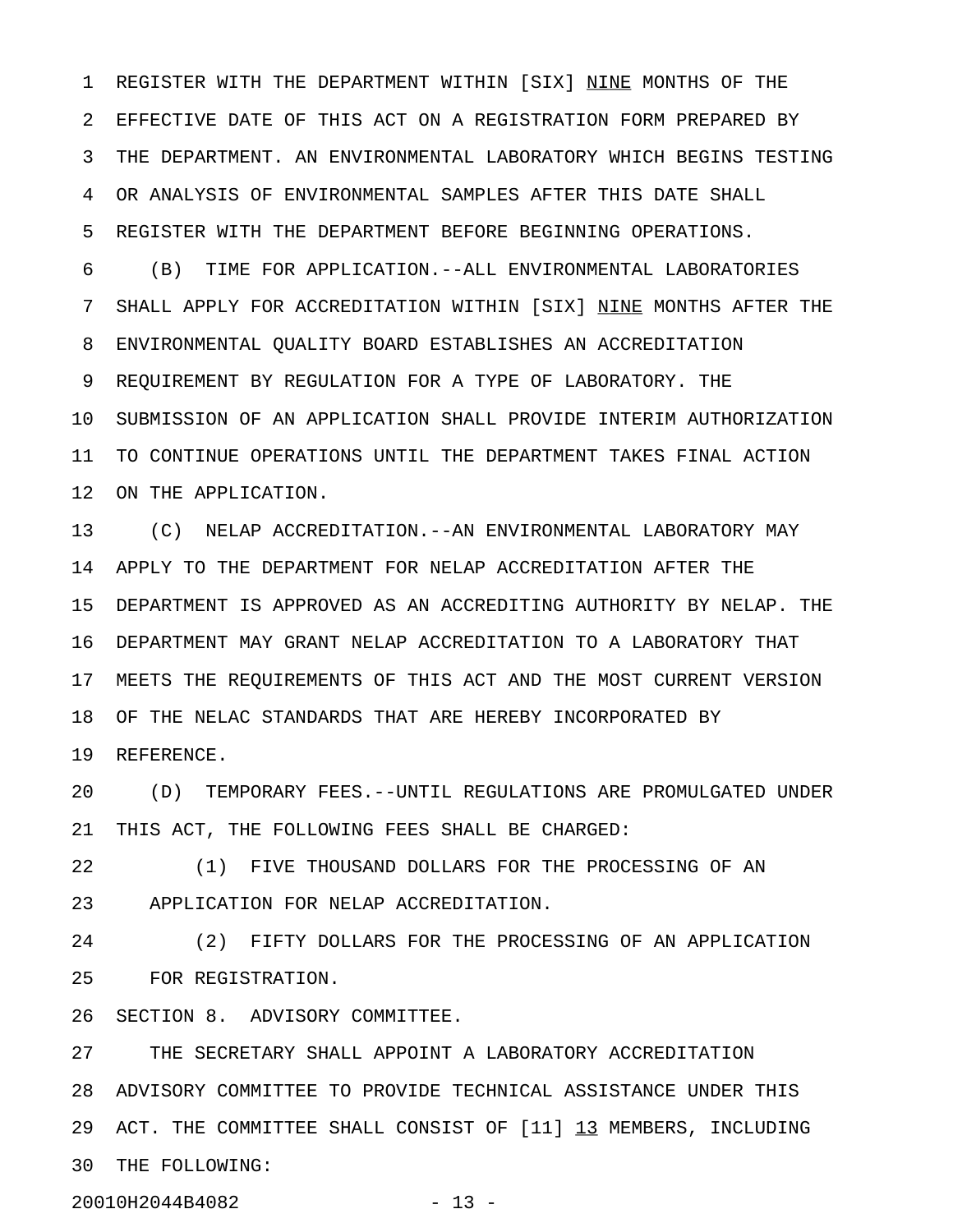REGISTER WITH THE DEPARTMENT WITHIN [SIX] <u>NINE</u> MONTHS OF THE EFFECTIVE DATE OF THIS ACT ON A REGISTRATION FORM PREPARED BY THE DEPARTMENT. AN ENVIRONMENTAL LABORATORY WHICH BEGINS TESTING OR ANALYSIS OF ENVIRONMENTAL SAMPLES AFTER THIS DATE SHALL REGISTER WITH THE DEPARTMENT BEFORE BEGINNING OPERATIONS.

(B) TIME FOR APPLICATION.--ALL ENVIRONMENTAL LABORATORIES SHALL APPLY FOR ACCREDITATION WITHIN [SIX] <u>NINE</u> MONTHS AFTER THE ENVIRONMENTAL QUALITY BOARD ESTABLISHES AN ACCREDITATION REQUIREMENT BY REGULATION FOR A TYPE OF LABORATORY. THE SUBMISSION OF AN APPLICATION SHALL PROVIDE INTERIM AUTHORIZATION TO CONTINUE OPERATIONS UNTIL THE DEPARTMENT TAKES FINAL ACTION ON THE APPLICATION.

(C) NELAP ACCREDITATION.--AN ENVIRONMENTAL LABORATORY MAY APPLY TO THE DEPARTMENT FOR NELAP ACCREDITATION AFTER THE DEPARTMENT IS APPROVED AS AN ACCREDITING AUTHORITY BY NELAP. THE DEPARTMENT MAY GRANT NELAP ACCREDITATION TO A LABORATORY THAT MEETS THE REQUIREMENTS OF THIS ACT AND THE MOST CURRENT VERSION OF THE NELAC STANDARDS THAT ARE HEREBY INCORPORATED BY REFERENCE.

(D) TEMPORARY FEES.--UNTIL REGULATIONS ARE PROMULGATED UNDER THIS ACT, THE FOLLOWING FEES SHALL BE CHARGED:

(1) FIVE THOUSAND DOLLARS FOR THE PROCESSING OF AN APPLICATION FOR NELAP ACCREDITATION.

(2) FIFTY DOLLARS FOR THE PROCESSING OF AN APPLICATION FOR REGISTRATION.

SECTION 8. ADVISORY COMMITTEE.

THE SECRETARY SHALL APPOINT A LABORATORY ACCREDITATION ADVISORY COMMITTEE TO PROVIDE TECHNICAL ASSISTANCE UNDER THIS ACT. THE COMMITTEE SHALL CONSIST OF [11] <u>13</u> MEMBERS, INCLUDING THE FOLLOWING:

20010H2044B4082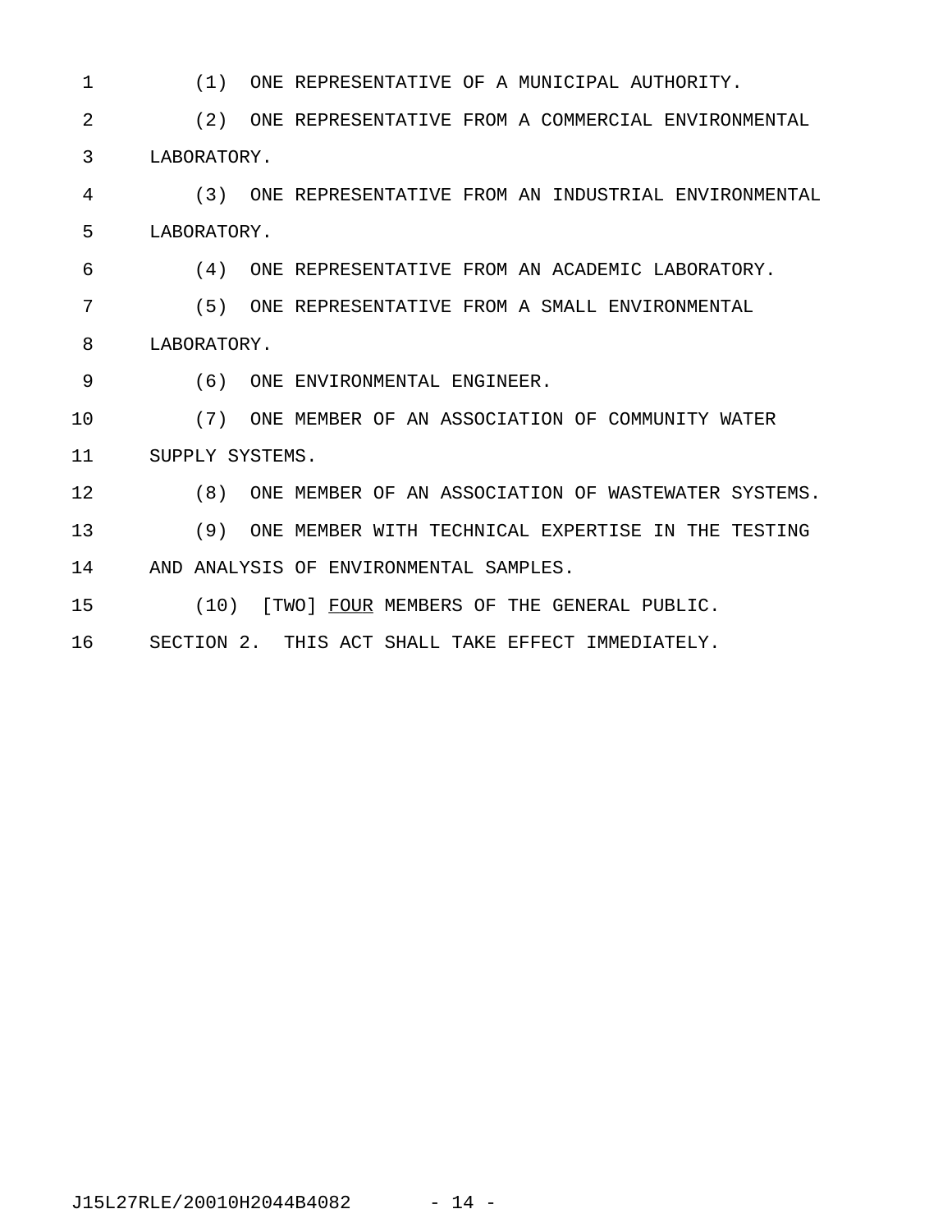(1) ONE REPRESENTATIVE OF A MUNICIPAL AUTHORITY.

(2) ONE REPRESENTATIVE FROM A COMMERCIAL ENVIRONMENTAL LABORATORY.

(3) ONE REPRESENTATIVE FROM AN INDUSTRIAL ENVIRONMENTAL LABORATORY.

(4) ONE REPRESENTATIVE FROM AN ACADEMIC LABORATORY.

(5) ONE REPRESENTATIVE FROM A SMALL ENVIRONMENTAL LABORATORY.

(6) ONE ENVIRONMENTAL ENGINEER.

(7) ONE MEMBER OF AN ASSOCIATION OF COMMUNITY WATER SUPPLY SYSTEMS.

(8) ONE MEMBER OF AN ASSOCIATION OF WASTEWATER SYSTEMS.

(9) ONE MEMBER WITH TECHNICAL EXPERTISE IN THE TESTING AND ANALYSIS OF ENVIRONMENTAL SAMPLES.

(10) [TWO] <u>FOUR</u> MEMBERS OF THE GENERAL PUBLIC.

SECTION 2. THIS ACT SHALL TAKE EFFECT IMMEDIATELY.